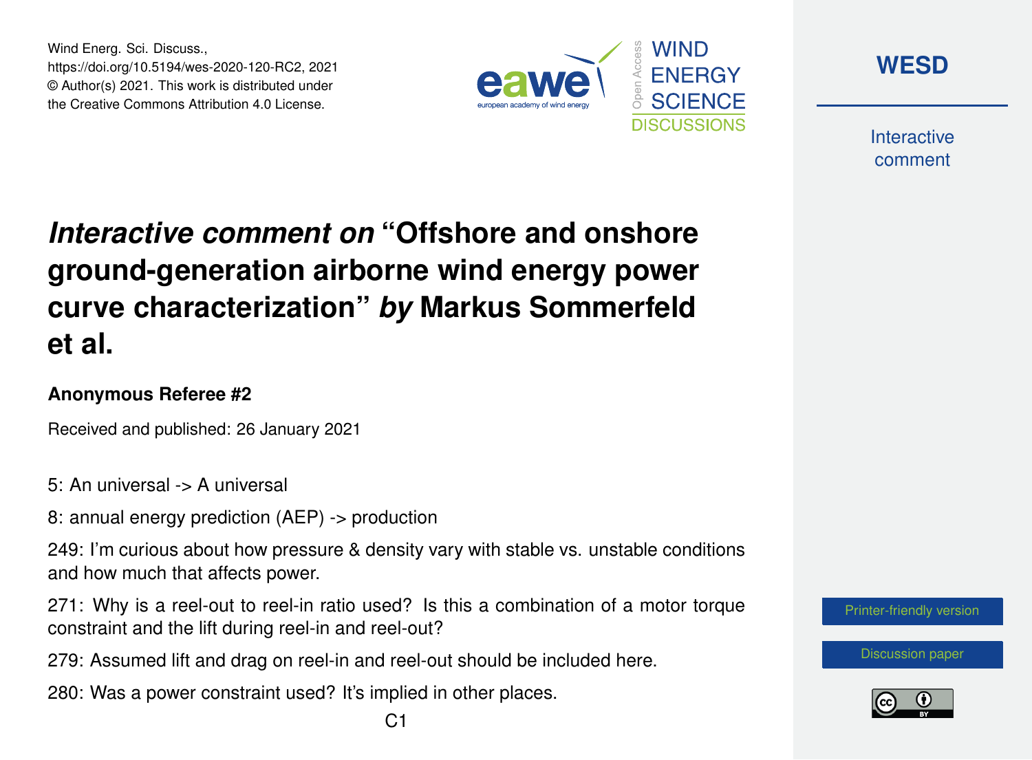# *Interactive comment on* "Offshore and onshore ground-generation airborne wind energy power curve characterization" *by* Markus Sommerfeld et al.

**Anonymous Referee #2**

Received and published: 26 January 2021

5: An universal -> A universal

8: annual energy prediction (AEP) -> production

249: I'm curious about how pressure & density vary with stable vs. unstable conditions and how much that affects power.

271: Why is a reel-out to reel-in ratio used? Is this a combination of a motor torque constraint and the lift during reel-in and reel-out?

279: Assumed lift and drag on reel-in and reel-out should be included here.

280: Was a power constraint used? It's implied in other places.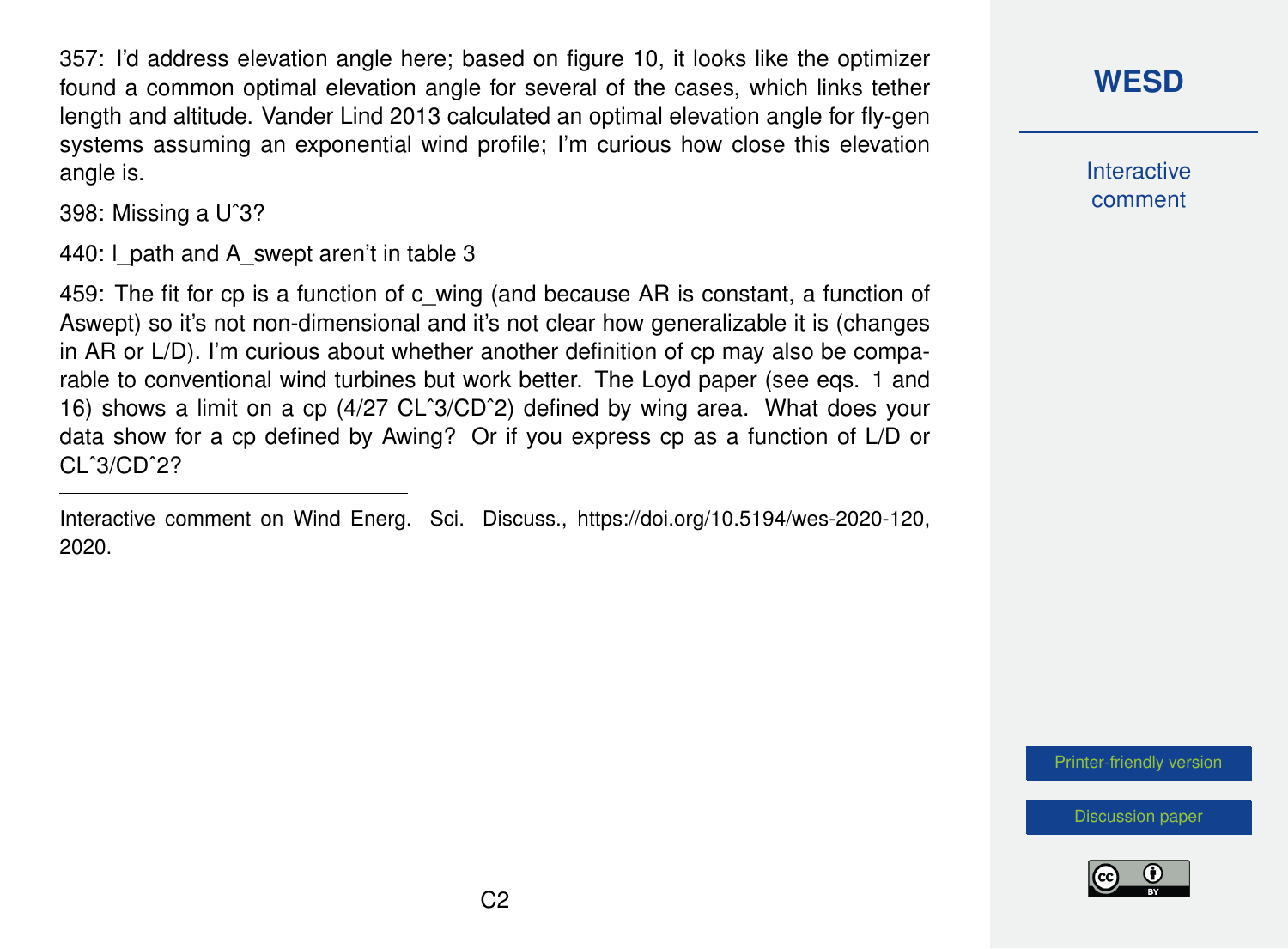357: I'd address elevation angle here; based on figure 10, it looks like the optimizer found a common optimal elevation angle for several of the cases, which links tether length and altitude. Vander Lind 2013 calculated an optimal elevation angle for fly-gen systems assuming an exponential wind profile; I'm curious how close this elevation angle is.

398: Missing a $U^3$?

440: $l_{path}$ and $A_{swept}$ aren't in table 3

459: The fit for cp is a function of $c_{wing}$ (and because AR is constant, a function of Aswept) so it's not non-dimensional and it's not clear how generalizable it is (changes in AR or L/D). I'm curious about whether another definition of cp may also be comparable to conventional wind turbines but work better. The Loyd paper (see eqs. 1 and 16) shows a limit on a cp ($4/27\ C_L^3/C_D^2$) defined by wing area. What does your data show for a cp defined by Awing? Or if you express cp as a function of L/D or $C_L^3/C_D^2$?

---

Interactive comment on Wind Energ. Sci. Discuss., https://doi.org/10.5194/wes-2020-120, 2020.